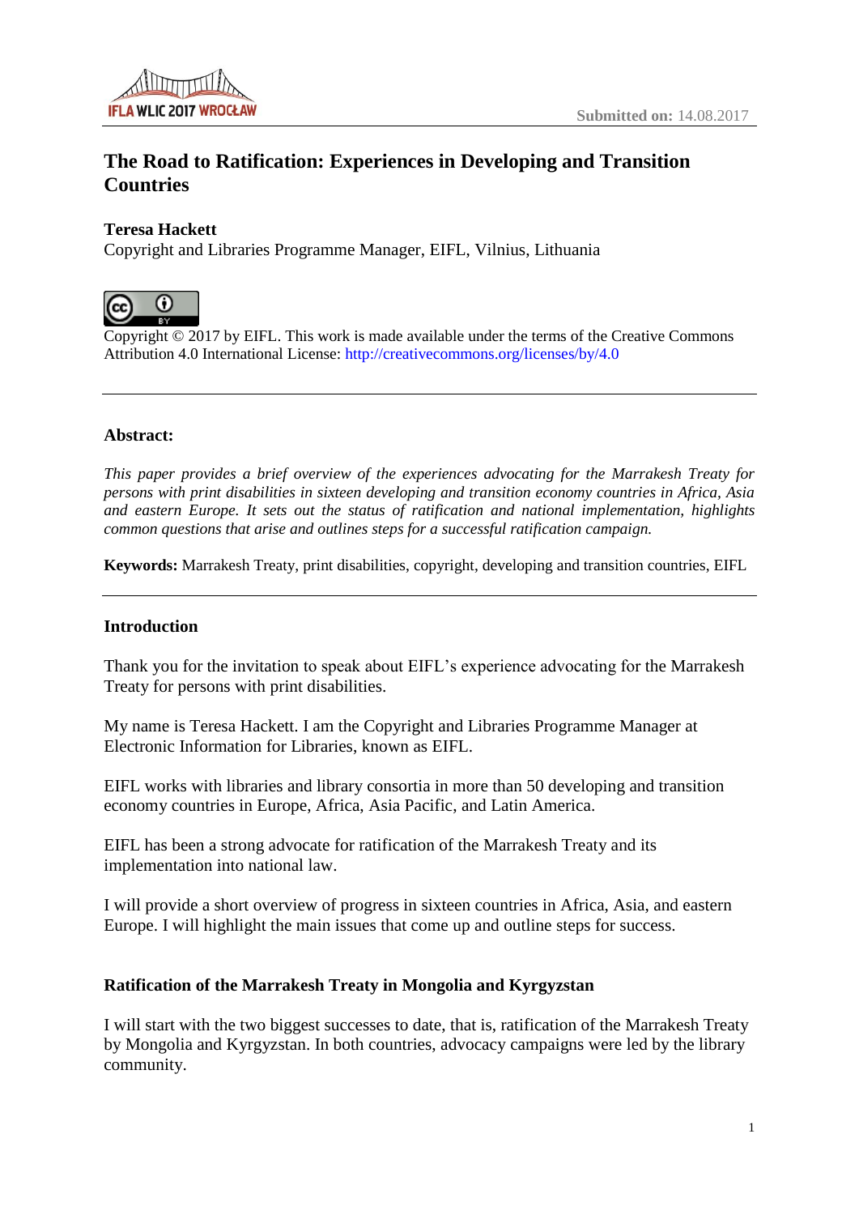Submitted on: 14.08.2017

# The Road to Ratification: Experiences in Developing and Transition Countries

**Teresa Hackett**
Copyright and Libraries Programme Manager, EIFL, Vilnius, Lithuania

Copyright © 2017 by EIFL. This work is made available under the terms of the Creative Commons Attribution 4.0 International License: http://creativecommons.org/licenses/by/4.0

---

**Abstract:**

*This paper provides a brief overview of the experiences advocating for the Marrakesh Treaty for persons with print disabilities in sixteen developing and transition economy countries in Africa, Asia and eastern Europe. It sets out the status of ratification and national implementation, highlights common questions that arise and outlines steps for a successful ratification campaign.*

**Keywords:** Marrakesh Treaty, print disabilities, copyright, developing and transition countries, EIFL

---

## Introduction

Thank you for the invitation to speak about EIFL's experience advocating for the Marrakesh Treaty for persons with print disabilities.

My name is Teresa Hackett. I am the Copyright and Libraries Programme Manager at Electronic Information for Libraries, known as EIFL.

EIFL works with libraries and library consortia in more than 50 developing and transition economy countries in Europe, Africa, Asia Pacific, and Latin America.

EIFL has been a strong advocate for ratification of the Marrakesh Treaty and its implementation into national law.

I will provide a short overview of progress in sixteen countries in Africa, Asia, and eastern Europe. I will highlight the main issues that come up and outline steps for success.

## Ratification of the Marrakesh Treaty in Mongolia and Kyrgyzstan

I will start with the two biggest successes to date, that is, ratification of the Marrakesh Treaty by Mongolia and Kyrgyzstan. In both countries, advocacy campaigns were led by the library community.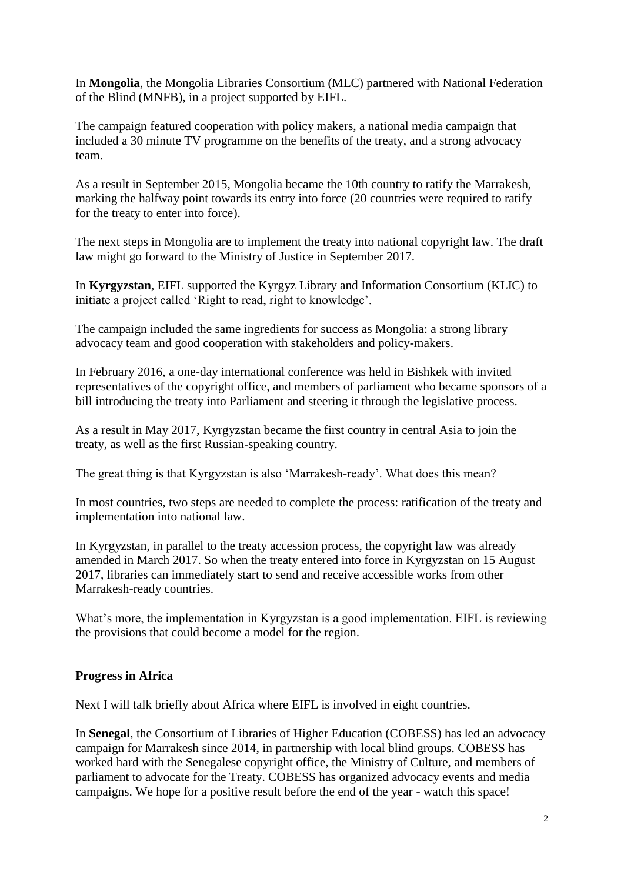In **Mongolia**, the Mongolia Libraries Consortium (MLC) partnered with National Federation of the Blind (MNFB), in a project supported by EIFL.

The campaign featured cooperation with policy makers, a national media campaign that included a 30 minute TV programme on the benefits of the treaty, and a strong advocacy team.

As a result in September 2015, Mongolia became the 10th country to ratify the Marrakesh, marking the halfway point towards its entry into force (20 countries were required to ratify for the treaty to enter into force).

The next steps in Mongolia are to implement the treaty into national copyright law. The draft law might go forward to the Ministry of Justice in September 2017.

In **Kyrgyzstan**, EIFL supported the Kyrgyz Library and Information Consortium (KLIC) to initiate a project called 'Right to read, right to knowledge'.

The campaign included the same ingredients for success as Mongolia: a strong library advocacy team and good cooperation with stakeholders and policy-makers.

In February 2016, a one-day international conference was held in Bishkek with invited representatives of the copyright office, and members of parliament who became sponsors of a bill introducing the treaty into Parliament and steering it through the legislative process.

As a result in May 2017, Kyrgyzstan became the first country in central Asia to join the treaty, as well as the first Russian-speaking country.

The great thing is that Kyrgyzstan is also 'Marrakesh-ready'. What does this mean?

In most countries, two steps are needed to complete the process: ratification of the treaty and implementation into national law.

In Kyrgyzstan, in parallel to the treaty accession process, the copyright law was already amended in March 2017. So when the treaty entered into force in Kyrgyzstan on 15 August 2017, libraries can immediately start to send and receive accessible works from other Marrakesh-ready countries.

What's more, the implementation in Kyrgyzstan is a good implementation. EIFL is reviewing the provisions that could become a model for the region.

## Progress in Africa

Next I will talk briefly about Africa where EIFL is involved in eight countries.

In **Senegal**, the Consortium of Libraries of Higher Education (COBESS) has led an advocacy campaign for Marrakesh since 2014, in partnership with local blind groups. COBESS has worked hard with the Senegalese copyright office, the Ministry of Culture, and members of parliament to advocate for the Treaty. COBESS has organized advocacy events and media campaigns. We hope for a positive result before the end of the year - watch this space!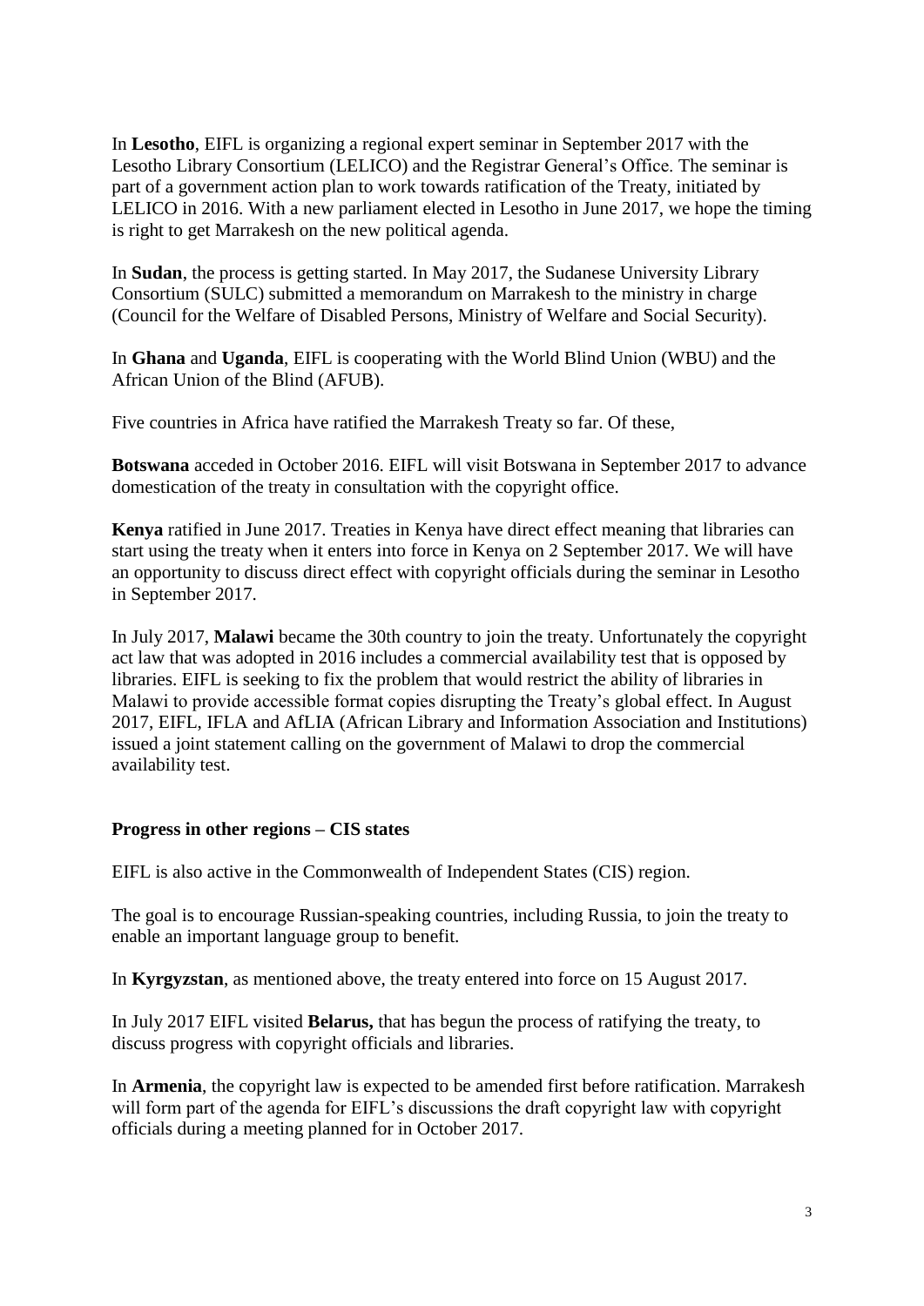In **Lesotho**, EIFL is organizing a regional expert seminar in September 2017 with the Lesotho Library Consortium (LELICO) and the Registrar General's Office. The seminar is part of a government action plan to work towards ratification of the Treaty, initiated by LELICO in 2016. With a new parliament elected in Lesotho in June 2017, we hope the timing is right to get Marrakesh on the new political agenda.

In **Sudan**, the process is getting started. In May 2017, the Sudanese University Library Consortium (SULC) submitted a memorandum on Marrakesh to the ministry in charge (Council for the Welfare of Disabled Persons, Ministry of Welfare and Social Security).

In **Ghana** and **Uganda**, EIFL is cooperating with the World Blind Union (WBU) and the African Union of the Blind (AFUB).

Five countries in Africa have ratified the Marrakesh Treaty so far. Of these,

**Botswana** acceded in October 2016. EIFL will visit Botswana in September 2017 to advance domestication of the treaty in consultation with the copyright office.

**Kenya** ratified in June 2017. Treaties in Kenya have direct effect meaning that libraries can start using the treaty when it enters into force in Kenya on 2 September 2017. We will have an opportunity to discuss direct effect with copyright officials during the seminar in Lesotho in September 2017.

In July 2017, **Malawi** became the 30th country to join the treaty. Unfortunately the copyright act law that was adopted in 2016 includes a commercial availability test that is opposed by libraries. EIFL is seeking to fix the problem that would restrict the ability of libraries in Malawi to provide accessible format copies disrupting the Treaty's global effect. In August 2017, EIFL, IFLA and AfLIA (African Library and Information Association and Institutions) issued a joint statement calling on the government of Malawi to drop the commercial availability test.

**Progress in other regions – CIS states**

EIFL is also active in the Commonwealth of Independent States (CIS) region.

The goal is to encourage Russian-speaking countries, including Russia, to join the treaty to enable an important language group to benefit.

In **Kyrgyzstan**, as mentioned above, the treaty entered into force on 15 August 2017.

In July 2017 EIFL visited **Belarus,** that has begun the process of ratifying the treaty, to discuss progress with copyright officials and libraries.

In **Armenia**, the copyright law is expected to be amended first before ratification. Marrakesh will form part of the agenda for EIFL's discussions the draft copyright law with copyright officials during a meeting planned for in October 2017.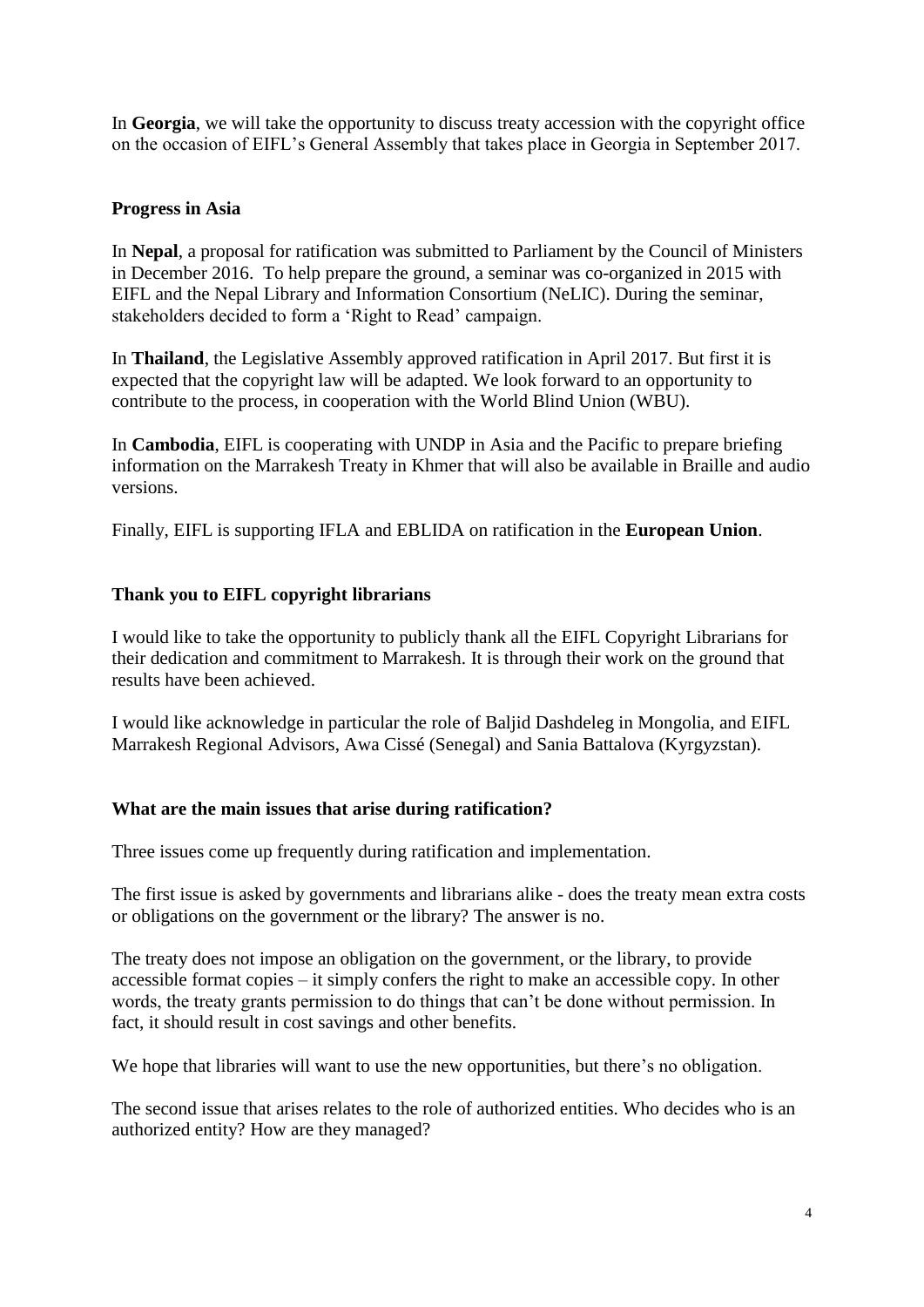In **Georgia**, we will take the opportunity to discuss treaty accession with the copyright office on the occasion of EIFL's General Assembly that takes place in Georgia in September 2017.

## Progress in Asia

In **Nepal**, a proposal for ratification was submitted to Parliament by the Council of Ministers in December 2016. To help prepare the ground, a seminar was co-organized in 2015 with EIFL and the Nepal Library and Information Consortium (NeLIC). During the seminar, stakeholders decided to form a 'Right to Read' campaign.

In **Thailand**, the Legislative Assembly approved ratification in April 2017. But first it is expected that the copyright law will be adapted. We look forward to an opportunity to contribute to the process, in cooperation with the World Blind Union (WBU).

In **Cambodia**, EIFL is cooperating with UNDP in Asia and the Pacific to prepare briefing information on the Marrakesh Treaty in Khmer that will also be available in Braille and audio versions.

Finally, EIFL is supporting IFLA and EBLIDA on ratification in the **European Union**.

## Thank you to EIFL copyright librarians

I would like to take the opportunity to publicly thank all the EIFL Copyright Librarians for their dedication and commitment to Marrakesh. It is through their work on the ground that results have been achieved.

I would like acknowledge in particular the role of Baljid Dashdeleg in Mongolia, and EIFL Marrakesh Regional Advisors, Awa Cissé (Senegal) and Sania Battalova (Kyrgyzstan).

## What are the main issues that arise during ratification?

Three issues come up frequently during ratification and implementation.

The first issue is asked by governments and librarians alike - does the treaty mean extra costs or obligations on the government or the library? The answer is no.

The treaty does not impose an obligation on the government, or the library, to provide accessible format copies – it simply confers the right to make an accessible copy. In other words, the treaty grants permission to do things that can't be done without permission. In fact, it should result in cost savings and other benefits.

We hope that libraries will want to use the new opportunities, but there's no obligation.

The second issue that arises relates to the role of authorized entities. Who decides who is an authorized entity? How are they managed?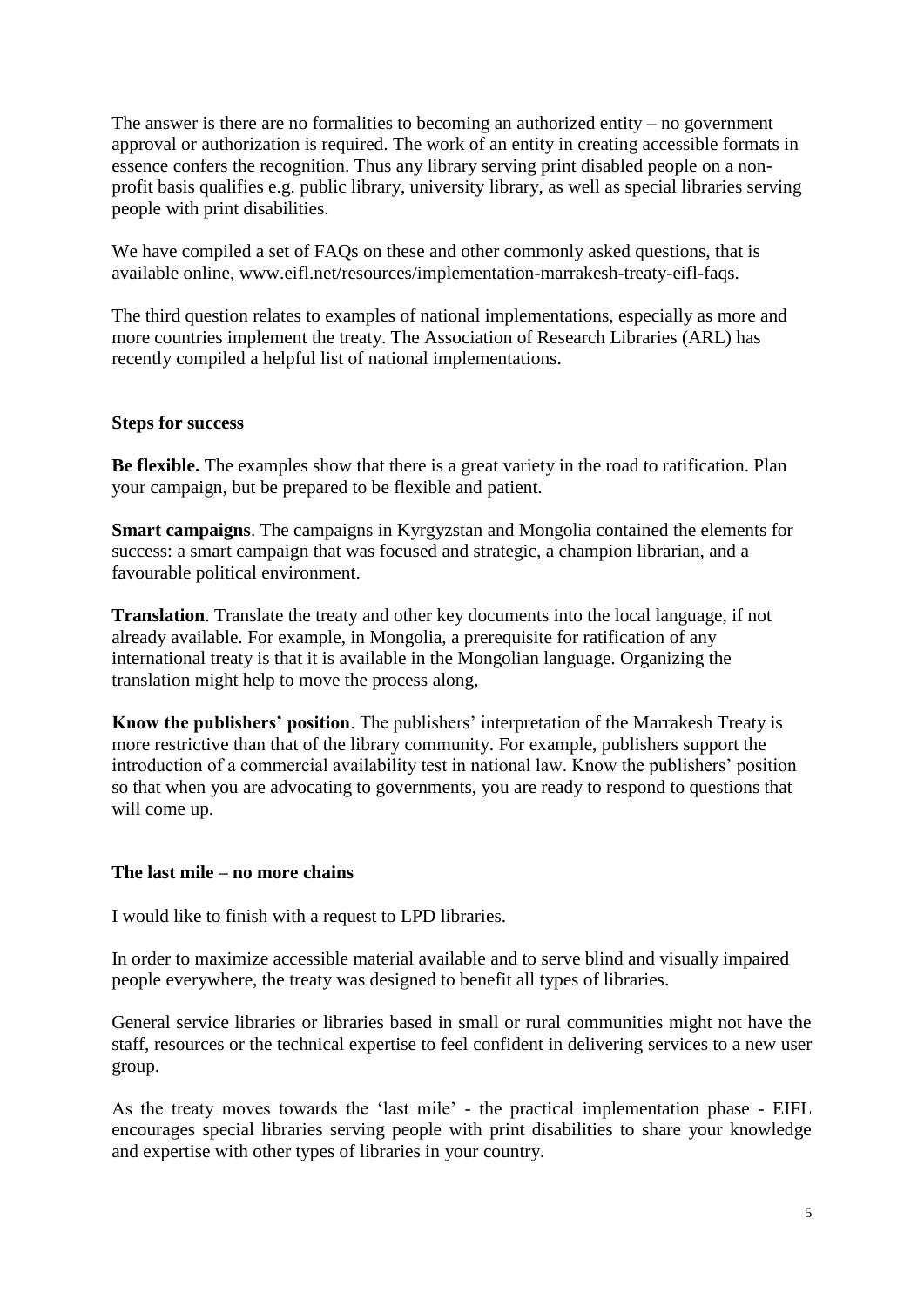The answer is there are no formalities to becoming an authorized entity – no government approval or authorization is required. The work of an entity in creating accessible formats in essence confers the recognition. Thus any library serving print disabled people on a non-profit basis qualifies e.g. public library, university library, as well as special libraries serving people with print disabilities.

We have compiled a set of FAQs on these and other commonly asked questions, that is available online, www.eifl.net/resources/implementation-marrakesh-treaty-eifl-faqs.

The third question relates to examples of national implementations, especially as more and more countries implement the treaty. The Association of Research Libraries (ARL) has recently compiled a helpful list of national implementations.

## Steps for success

**Be flexible.** The examples show that there is a great variety in the road to ratification. Plan your campaign, but be prepared to be flexible and patient.

**Smart campaigns**. The campaigns in Kyrgyzstan and Mongolia contained the elements for success: a smart campaign that was focused and strategic, a champion librarian, and a favourable political environment.

**Translation**. Translate the treaty and other key documents into the local language, if not already available. For example, in Mongolia, a prerequisite for ratification of any international treaty is that it is available in the Mongolian language. Organizing the translation might help to move the process along,

**Know the publishers' position**. The publishers' interpretation of the Marrakesh Treaty is more restrictive than that of the library community. For example, publishers support the introduction of a commercial availability test in national law. Know the publishers' position so that when you are advocating to governments, you are ready to respond to questions that will come up.

## The last mile – no more chains

I would like to finish with a request to LPD libraries.

In order to maximize accessible material available and to serve blind and visually impaired people everywhere, the treaty was designed to benefit all types of libraries.

General service libraries or libraries based in small or rural communities might not have the staff, resources or the technical expertise to feel confident in delivering services to a new user group.

As the treaty moves towards the 'last mile' - the practical implementation phase - EIFL encourages special libraries serving people with print disabilities to share your knowledge and expertise with other types of libraries in your country.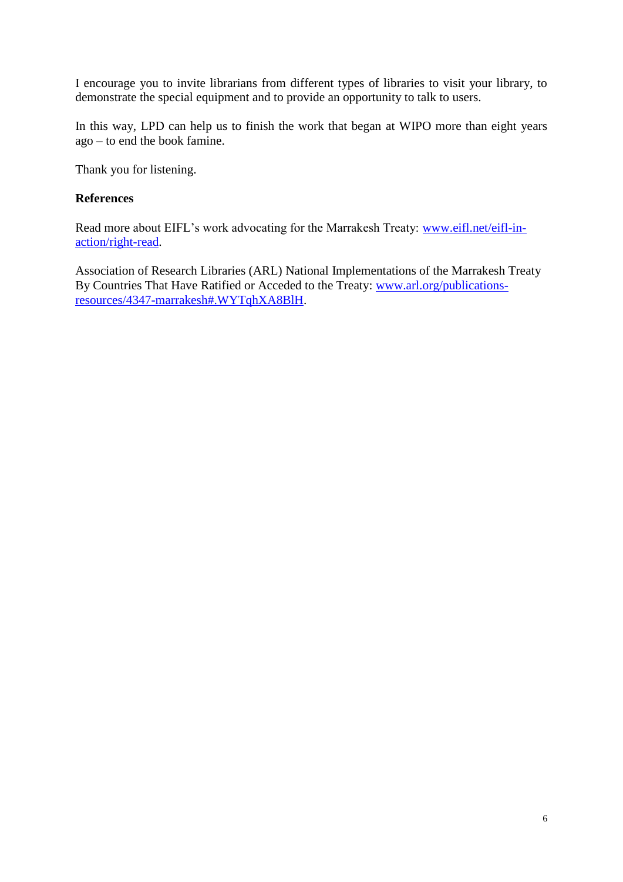I encourage you to invite librarians from different types of libraries to visit your library, to demonstrate the special equipment and to provide an opportunity to talk to users.

In this way, LPD can help us to finish the work that began at WIPO more than eight years ago – to end the book famine.

Thank you for listening.

**References**

Read more about EIFL's work advocating for the Marrakesh Treaty: [www.eifl.net/eifl-in-action/right-read](http://www.eifl.net/eifl-in-action/right-read).

Association of Research Libraries (ARL) National Implementations of the Marrakesh Treaty By Countries That Have Ratified or Acceded to the Treaty: [www.arl.org/publications-resources/4347-marrakesh#.WYTqhXA8BlH](http://www.arl.org/publications-resources/4347-marrakesh#.WYTqhXA8BlH).